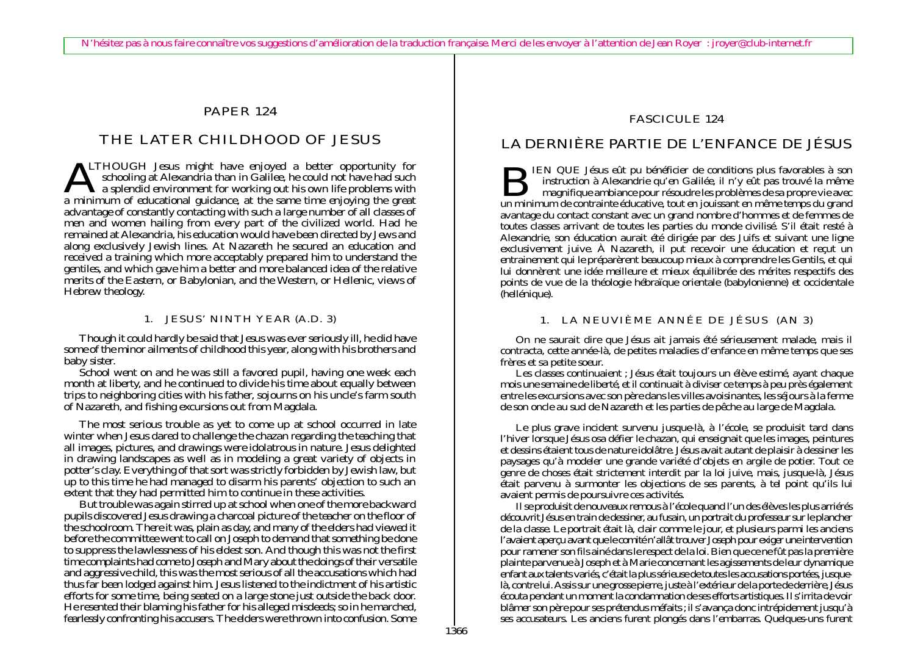N'hésitez pas à nous faire connaître vos suggestions d'amélioration de la traduction française. Merci de les envoyer à l'attention de Jean Royer : jroyer@club-internet.fr

PAPER 124

# THE LATER CHILDHOOD OF JESUS

ALTHOUGH Jesus might have enjoyed a better opportunity for schooling at Alexandria than in Galilee, he could not have had such a splendid environment for working out his own life problems with a minimum of educational guidance, at the same time enjoying the great advantage of constantly contacting with such a large number of all classes of men and women hailing from every part of the civilized world. Had he remained at Alexandria, his education would have been directed by Jews and along exclusively Jewish lines. At Nazareth he secured an education and received a training which more acceptably prepared him to understand the gentiles, and which gave him a better and more balanced idea of the relative merits of the Eastern, or Babylonian, and the Western, or Hellenic, views of Hebrew theology.

## 1. JESUS' NINTH YEAR (A.D. 3)

Though it could hardly be said that Jesus was ever seriously ill, he did have some of the minor ailments of childhood this year, along with his brothers and baby sister.

School went on and he was still a favored pupil, having one week each month at liberty, and he continued to divide his time about equally between trips to neighboring cities with his father, sojourns on his uncle's farm south of Nazareth, and fishing excursions out from Magdala.

The most serious trouble as yet to come up at school occurred in late winter when Jesus dared to challenge the chazan regarding the teaching that all images, pictures, and drawings were idolatrous in nature. Jesus delighted in drawing landscapes as well as in modeling a great variety of objects in potter's clay. Everything of that sort was strictly forbidden by Jewish law, but up to this time he had managed to disarm his parents' objection to such an extent that they had permitted him to continue in these activities.

But trouble was again stirred up at school when one of the more backward pupils discovered Jesus drawing a charcoal picture of the teacher on the floor of the schoolroom. There it was, plain as day, and many of the elders had viewed it before the committee went to call on Joseph to demand that something be done to suppress the lawlessness of his eldest son. And though this was not the first time complaints had come to Joseph and Mary about the doings of their versatile and aggressive child, this was the most serious of all the accusations which had thus far been lodged against him. Jesus listened to the indictment of his artistic efforts for some time, being seated on a large stone just outside the back door. He resented their blaming his father for his alleged misdeeds; so in he marched, fearlessly confronting his accusers. The elders were thrown into confusion. Some

FASCICULE 124

# LA DERNIÈRE PARTIE DE L'ENFANCE DE JÉSUS

BIEN QUE Jésus eût pu bénéficier de conditions plus favorables à son instruction à Alexandrie qu'en Galilée, il n'y eût pas trouvé la même magnifique ambiance pour résoudre les problèmes de sa propre vie avec un minimum de contrainte éducative, tout en jouissant en même temps du grand avantage du contact constant avec un grand nombre d'hommes et de femmes de toutes classes arrivant de toutes les parties du monde civilisé. S'il était resté à Alexandrie, son éducation aurait été dirigée par des Juifs et suivant une ligne exclusivement juive. À Nazareth, il put recevoir une éducation et reçut un entrainement qui le préparèrent beaucoup mieux à comprendre les Gentils, et qui lui donnèrent une idée meilleure et mieux équilibrée des mérites respectifs des points de vue de la théologie hébraïque orientale (babylonienne) et occidentale (hellénique).

## 1. LA NEUVIÈME ANNÉE DE JÉSUS (AN 3)

On ne saurait dire que Jésus ait jamais été sérieusement malade, mais il contracta, cette année-là, de petites maladies d'enfance en même temps que ses frères et sa petite soeur.

Les classes continuaient ; Jésus était toujours un élève estimé, ayant chaque mois une semaine de liberté, et il continuait à diviser ce temps à peu près également entre les excursions avec son père dans les villes avoisinantes, les séjours à la ferme de son oncle au sud de Nazareth et les parties de pêche au large de Magdala.

Le plus grave incident survenu jusque-là, à l'école, se produisit tard dans l'hiver lorsque Jésus osa défier le chazan, qui enseignait que les images, peintures et dessins étaient tous de nature idolâtre. Jésus avait autant de plaisir à dessiner les paysages qu'à modeler une grande variété d'objets en argile de potier. Tout ce genre de choses était strictement interdit par la loi juive, mais, jusque-là, Jésus était parvenu à surmonter les objections de ses parents, à tel point qu'ils lui avaient permis de poursuivre ces activités.

Il se produisit de nouveaux remous à l'école quand l'un des élèves les plus arriérés découvrit Jésus en train de dessiner, au fusain, un portrait du professeur sur le plancher de la classe. Le portrait était là, clair comme le jour, et plusieurs parmi les anciens l'avaient aperçu avant que le comité n'allât trouver Joseph pour exiger une intervention pour ramener son fils ainé dans le respect de la loi. Bien que ce ne fût pas la première plainte parvenue à Joseph et à Marie concernant les agissements de leur dynamique enfant aux talents variés, c'était la plus sérieuse de toutes les accusations portées, jusque-là, contre lui. Assis sur une grosse pierre, juste à l'extérieur de la porte de derrière, Jésus écouta pendant un moment la condamnation de ses efforts artistiques. Il s'irrita de voir blâmer son père pour ses prétendus méfaits ; il s'avança donc intrépidement jusqu'à ses accusateurs. Les anciens furent plongés dans l'embarras. Quelques-uns furent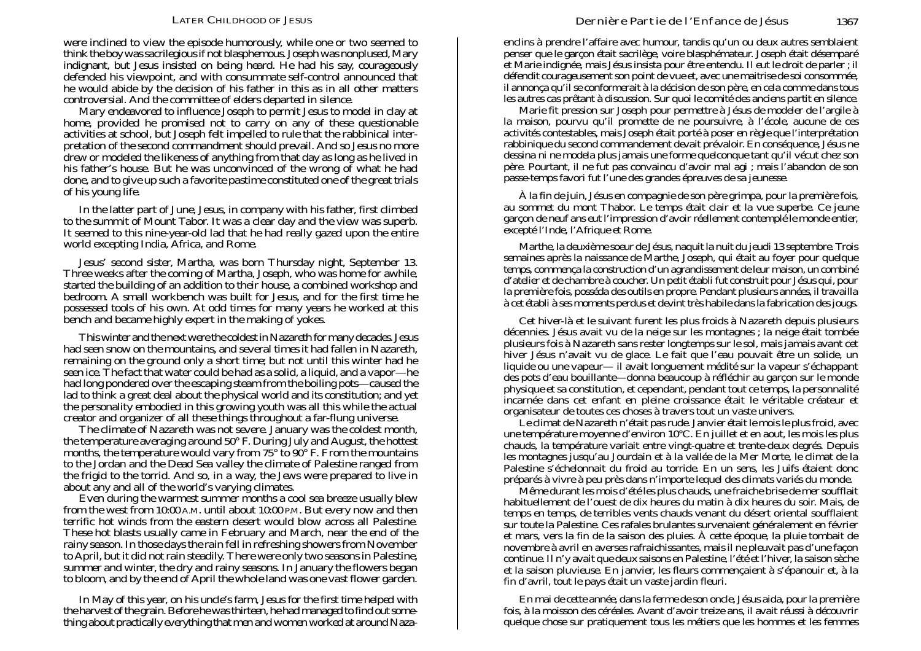were inclined to view the episode humorously, while one or two seemed to think the boy was sacrilegious if not blasphemous. Joseph was nonplused, Mary indignant, but Jesus insisted on being heard. He had his say, courageously defended his viewpoint, and with consummate self-control announced that he would abide by the decision of his father in this as in all other matters controversial. And the committee of elders departed in silence.

Mary endeavored to influence Joseph to permit Jesus to model in clay at home, provided he promised not to carry on any of these questionable activities at school, but Joseph felt impelled to rule that the rabbinical interpretation of the second commandment should prevail. And so Jesus no more drew or modeled the likeness of anything from that day as long as he lived in his father's house. But he was unconvinced of the wrong of what he had done, and to give up such a favorite pastime constituted one of the great trials of his young life.

In the latter part of June, Jesus, in company with his father, first climbed to the summit of Mount Tabor. It was a clear day and the view was superb. It seemed to this nine-year-old lad that he had really gazed upon the entire world excepting India, Africa, and Rome.

Jesus' second sister, Martha, was born Thursday night, September 13. Three weeks after the coming of Martha, Joseph, who was home for awhile, started the building of an addition to their house, a combined workshop and bedroom. A small workbench was built for Jesus, and for the first time he possessed tools of his own. At odd times for many years he worked at this bench and became highly expert in the making of yokes.

This winter and the next were the coldest in Nazareth for many decades. Jesus had seen snow on the mountains, and several times it had fallen in Nazareth, remaining on the ground only a short time; but not until this winter had he seen ice. The fact that water could be had as a solid, a liquid, and a vapor—he had long pondered over the escaping steam from the boiling pots—caused the lad to think a great deal about the physical world and its constitution; and yet the personality embodied in this growing youth was all this while the actual creator and organizer of all these things throughout a far-flung universe.

The climate of Nazareth was not severe. January was the coldest month, the temperature averaging around 50° F. During July and August, the hottest months, the temperature would vary from 75° to 90° F. From the mountains to the Jordan and the Dead Sea valley the climate of Palestine ranged from the frigid to the torrid. And so, in a way, the Jews were prepared to live in about any and all of the world's varying climates.

Even during the warmest summer months a cool sea breeze usually blew from the west from 10:00 A.M. until about 10:00 P.M. But every now and then terrific hot winds from the eastern desert would blow across all Palestine. These hot blasts usually came in February and March, near the end of the rainy season. In those days the rain fell in refreshing showers from November to April, but it did not rain steadily. There were only two seasons in Palestine, summer and winter, the dry and rainy seasons. In January the flowers began to bloom, and by the end of April the whole land was one vast flower garden.

In May of this year, on his uncle's farm, Jesus for the first time helped with the harvest of the grain. Before he was thirteen, he had managed to find out something about practically everything that men and women worked at around Naza-

enclins à prendre l'affaire avec humour, tandis qu'un ou deux autres semblaient penser que le garçon était sacrilège, voire blasphémateur. Joseph était désemparé et Marie indignée, mais Jésus insista pour être entendu. Il eut le droit de parler ; il défendit courageusement son point de vue et, avec une maitrise de soi consommée, il annonça qu'il se conformerait à la décision de son père, en cela comme dans tous les autres cas prêtant à discussion. Sur quoi le comité des anciens partit en silence.

Marie fit pression sur Joseph pour permettre à Jésus de modeler de l'argile à la maison, pourvu qu'il promette de ne poursuivre, à l'école, aucune de ces activités contestables, mais Joseph était porté à poser en règle que l'interprétation rabbinique du second commandement devait prévaloir. En conséquence, Jésus ne dessina ni ne modela plus jamais une forme quelconque tant qu'il vécut chez son père. Pourtant, il ne fut pas convaincu d'avoir mal agi ; mais l'abandon de son passe-temps favori fut l'une des grandes épreuves de sa jeunesse.

À la fin de juin, Jésus en compagnie de son père grimpa, pour la première fois, au sommet du mont Thabor. Le temps était clair et la vue superbe. Ce jeune garçon de neuf ans eut l'impression d'avoir réellement contemplé le monde entier, excepté l'Inde, l'Afrique et Rome.

Marthe, la deuxième soeur de Jésus, naquit la nuit du jeudi 13 septembre. Trois semaines après la naissance de Marthe, Joseph, qui était au foyer pour quelque temps, commença la construction d'un agrandissement de leur maison, un combiné d'atelier et de chambre à coucher. Un petit établi fut construit pour Jésus qui, pour la première fois, posséda des outils en propre. Pendant plusieurs années, il travailla à cet établi à ses moments perdus et devint très habile dans la fabrication des jougs.

Cet hiver-là et le suivant furent les plus froids à Nazareth depuis plusieurs décennies. Jésus avait vu de la neige sur les montagnes ; la neige était tombée plusieurs fois à Nazareth sans rester longtemps sur le sol, mais jamais avant cet hiver Jésus n'avait vu de glace. Le fait que l'eau pouvait être un solide, un liquide ou une vapeur— il avait longuement médité sur la vapeur s'échappant des pots d'eau bouillante— donna beaucoup à réfléchir au garçon sur le monde physique et sa constitution, et cependant, pendant tout ce temps, la personnalité incarnée dans cet enfant en pleine croissance était le véritable créateur et organisateur de toutes ces choses à travers tout un vaste univers.

Le climat de Nazareth n'était pas rude. Janvier était le mois le plus froid, avec une température moyenne d'environ 10°C. En juillet et en aout, les mois les plus chauds, la température variait entre vingt-quatre et trente-deux degrés. Depuis les montagnes jusqu'au Jourdain et à la vallée de la Mer Morte, le climat de la Palestine s'échelonnait du froid au torride. En un sens, les Juifs étaient donc préparés à vivre à peu près dans n'importe lequel des climats variés du monde.

Même durant les mois d'été les plus chauds, une fraiche brise de mer soufflait habituellement de l'ouest de dix heures du matin à dix heures du soir. Mais, de temps en temps, de terribles vents chauds venant du désert oriental soufflaient sur toute la Palestine. Ces rafales brulantes survenaient généralement en février et mars, vers la fin de la saison des pluies. À cette époque, la pluie tombait de novembre à avril en averses rafraichissantes, mais il ne pleuvait pas d'une façon continue. Il n'y avait que deux saisons en Palestine, l'été et l'hiver, la saison sèche et la saison pluvieuse. En janvier, les fleurs commençaient à s'épanouir et, à la fin d'avril, tout le pays était un vaste jardin fleuri.

En mai de cette année, dans la ferme de son oncle, Jésus aida, pour la première fois, à la moisson des céréales. Avant d'avoir treize ans, il avait réussi à découvrir quelque chose sur pratiquement tous les métiers que les hommes et les femmes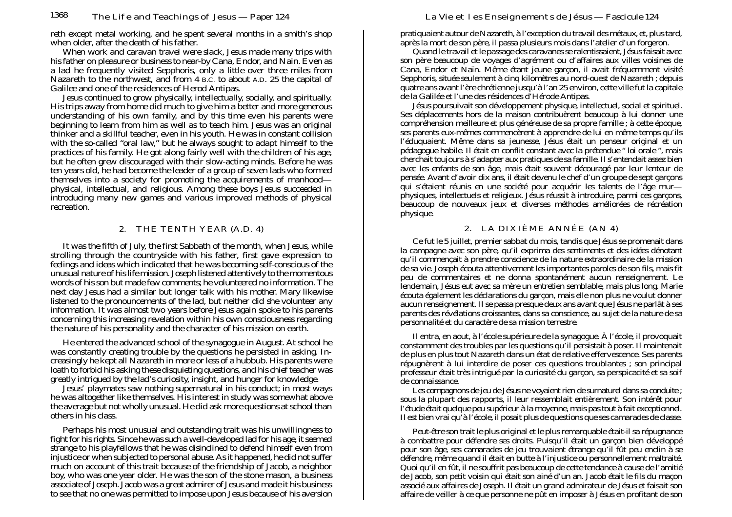reth except metal working, and he spent several months in a smith's shop when older, after the death of his father.

When work and caravan travel were slack, Jesus made many trips with his father on pleasure or business to near-by Cana, Endor, and Nain. Even as a lad he frequently visited Sepphoris, only a little over three miles from Nazareth to the northwest, and from 4 B.C. to about A.D. 25 the capital of Galilee and one of the residences of Herod Antipas.

Jesus continued to grow physically, intellectually, socially, and spiritually. His trips away from home did much to give him a better and more generous understanding of his own family, and by this time even his parents were beginning to learn from him as well as to teach him. Jesus was an original thinker and a skillful teacher, even in his youth. He was in constant collision with the so-called "oral law," but he always sought to adapt himself to the practices of his family. He got along fairly well with the children of his age, but he often grew discouraged with their slow-acting minds. Before he was ten years old, he had become the leader of a group of seven lads who formed themselves into a society for promoting the acquirements of manhood—physical, intellectual, and religious. Among these boys Jesus succeeded in introducing many new games and various improved methods of physical recreation.

## 2. THE TENTH YEAR (A.D. 4)

It was the fifth of July, the first Sabbath of the month, when Jesus, while strolling through the countryside with his father, first gave expression to feelings and ideas which indicated that he was becoming self-conscious of the unusual nature of his life mission. Joseph listened attentively to the momentous words of his son but made few comments; he volunteered no information. The next day Jesus had a similar but longer talk with his mother. Mary likewise listened to the pronouncements of the lad, but neither did she volunteer any information. It was almost two years before Jesus again spoke to his parents concerning this increasing revelation within his own consciousness regarding the nature of his personality and the character of his mission on earth.

He entered the advanced school of the synagogue in August. At school he was constantly creating trouble by the questions he persisted in asking. Increasingly he kept all Nazareth in more or less of a hubbub. His parents were loath to forbid his asking these disquieting questions, and his chief teacher was greatly intrigued by the lad's curiosity, insight, and hunger for knowledge.

Jesus' playmates saw nothing supernatural in his conduct; in most ways he was altogether like themselves. His interest in study was somewhat above the average but not wholly unusual. He did ask more questions at school than others in his class.

Perhaps his most unusual and outstanding trait was his unwillingness to fight for his rights. Since he was such a well-developed lad for his age, it seemed strange to his playfellows that he was disinclined to defend himself even from injustice or when subjected to personal abuse. As it happened, he did not suffer much on account of this trait because of the friendship of Jacob, a neighbor boy, who was one year older. He was the son of the stone mason, a business associate of Joseph. Jacob was a great admirer of Jesus and made it his business to see that no one was permitted to impose upon Jesus because of his aversion

---

pratiquaient autour de Nazareth, à l'exception du travail des métaux, et, plus tard, après la mort de son père, il passa plusieurs mois dans l'atelier d'un forgeron.

Quand le travail et le passage des caravanes se ralentissaient, Jésus faisait avec son père beaucoup de voyages d'agrément ou d'affaires aux villes voisines de Cana, Endor et Naïn. Même étant jeune garçon, il avait fréquemment visité Sepphoris, située seulement à cinq kilomètres au nord-ouest de Nazareth ; depuis quatre ans avant l'ère chrétienne jusqu'à l'an 25 environ, cette ville fut la capitale de la Galilée et l'une des résidences d'Hérode Antipas.

Jésus poursuivait son développement physique, intellectuel, social et spirituel. Ses déplacements hors de la maison contribuèrent beaucoup à lui donner une compréhension meilleure et plus généreuse de sa propre famille ; à cette époque, ses parents eux-mêmes commencèrent à apprendre de lui en même temps qu'ils l'éduquaient. Même dans sa jeunesse, Jésus était un penseur original et un pédagogue habile. Il était en conflit constant avec la prétendue " loi orale ", mais cherchait toujours à s'adapter aux pratiques de sa famille. Il s'entendait assez bien avec les enfants de son âge, mais était souvent découragé par leur lenteur de pensée. Avant d'avoir dix ans, il était devenu le chef d'un groupe de sept garçons qui s'étaient réunis en une société pour acquérir les talents de l'âge mur—physiques, intellectuels et religieux. Jésus réussit à introduire, parmi ces garçons, beaucoup de nouveaux jeux et diverses méthodes améliorées de récréation physique.

## 2. LA DIXIÈME ANNÉE (AN 4)

Ce fut le 5 juillet, premier sabbat du mois, tandis que Jésus se promenait dans la campagne avec son père, qu'il exprima des sentiments et des idées dénotant qu'il commençait à prendre conscience de la nature extraordinaire de la mission de sa vie. Joseph écouta attentivement les importantes paroles de son fils, mais fit peu de commentaires et ne donna spontanément aucun renseignement. Le lendemain, Jésus eut avec sa mère un entretien semblable, mais plus long. Marie écouta également les déclarations du garçon, mais elle non plus ne voulut donner aucun renseignement. Il se passa presque deux ans avant que Jésus ne parlât à ses parents des révélations croissantes, dans sa conscience, au sujet de la nature de sa personnalité et du caractère de sa mission terrestre.

Il entra, en aout, à l'école supérieure de la synagogue. À l'école, il provoquait constamment des troubles par les questions qu'il persistait à poser. Il maintenait de plus en plus tout Nazareth dans un état de relative effervescence. Ses parents répugnèrent à lui interdire de poser ces questions troublantes ; son principal professeur était très intrigué par la curiosité du garçon, sa perspicacité et sa soif de connaissance.

Les compagnons de jeu de Jésus ne voyaient rien de surnaturel dans sa conduite ; sous la plupart des rapports, il leur ressemblait entièrement. Son intérêt pour l'étude était quelque peu supérieur à la moyenne, mais pas tout à fait exceptionnel. Il est bien vrai qu'à l'école, il posait plus de questions que ses camarades de classe.

Peut-être son trait le plus original et le plus remarquable était-il sa répugnance à combattre pour défendre ses droits. Puisqu'il était un garçon bien développé pour son âge, ses camarades de jeu trouvaient étrange qu'il fût peu enclin à se défendre, même quand il était en butte à l'injustice ou personnellement maltraité. Quoi qu'il en fût, il ne souffrit pas beaucoup de cette tendance à cause de l'amitié de Jacob, son petit voisin qui était son ainé d'un an. Jacob était le fils du maçon associé aux affaires de Joseph. Il était un grand admirateur de Jésus et faisait son affaire de veiller à ce que personne ne pût en imposer à Jésus en profitant de son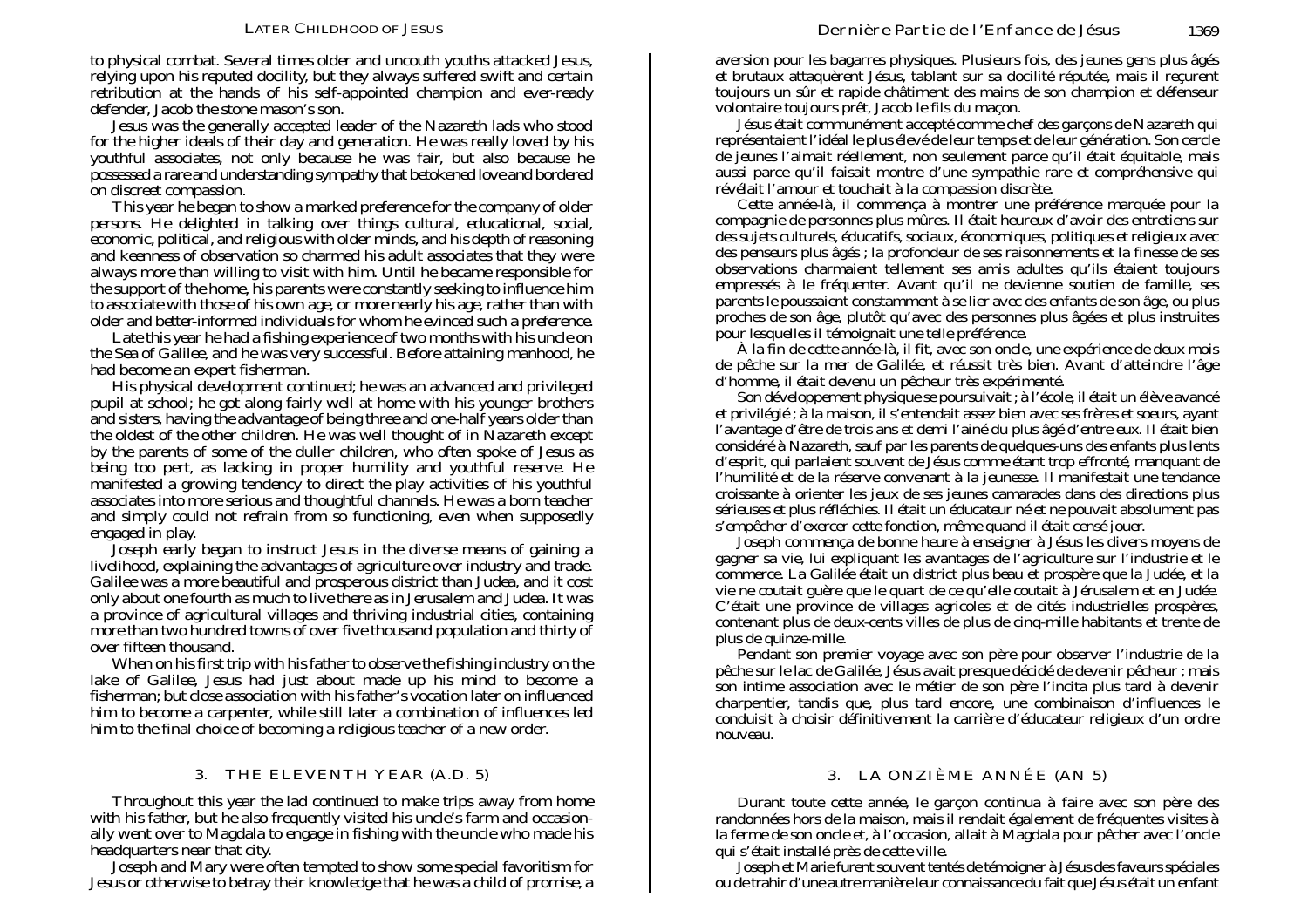to physical combat. Several times older and uncouth youths attacked Jesus, relying upon his reputed docility, but they always suffered swift and certain retribution at the hands of his self-appointed champion and ever-ready defender, Jacob the stone mason's son.

Jesus was the generally accepted leader of the Nazareth lads who stood for the higher ideals of their day and generation. He was really loved by his youthful associates, not only because he was fair, but also because he possessed a rare and understanding sympathy that betokened love and bordered on discreet compassion.

This year he began to show a marked preference for the company of older persons. He delighted in talking over things cultural, educational, social, economic, political, and religious with older minds, and his depth of reasoning and keenness of observation so charmed his adult associates that they were always more than willing to visit with him. Until he became responsible for the support of the home, his parents were constantly seeking to influence him to associate with those of his own age, or more nearly his age, rather than with older and better-informed individuals for whom he evinced such a preference.

Late this year he had a fishing experience of two months with his uncle on the Sea of Galilee, and he was very successful. Before attaining manhood, he had become an expert fisherman.

His physical development continued; he was an advanced and privileged pupil at school; he got along fairly well at home with his younger brothers and sisters, having the advantage of being three and one-half years older than the oldest of the other children. He was well thought of in Nazareth except by the parents of some of the duller children, who often spoke of Jesus as being too pert, as lacking in proper humility and youthful reserve. He manifested a growing tendency to direct the play activities of his youthful associates into more serious and thoughtful channels. He was a born teacher and simply could not refrain from so functioning, even when supposedly engaged in play.

Joseph early began to instruct Jesus in the diverse means of gaining a livelihood, explaining the advantages of agriculture over industry and trade. Galilee was a more beautiful and prosperous district than Judea, and it cost only about one fourth as much to live there as in Jerusalem and Judea. It was a province of agricultural villages and thriving industrial cities, containing more than two hundred towns of over five thousand population and thirty of over fifteen thousand.

When on his first trip with his father to observe the fishing industry on the lake of Galilee, Jesus had just about made up his mind to become a fisherman; but close association with his father's vocation later on influenced him to become a carpenter, while still later a combination of influences led him to the final choice of becoming a religious teacher of a new order.

## 3. THE ELEVENTH YEAR (A.D. 5)

Throughout this year the lad continued to make trips away from home with his father, but he also frequently visited his uncle's farm and occasionally went over to Magdala to engage in fishing with the uncle who made his headquarters near that city.

Joseph and Mary were often tempted to show some special favoritism for Jesus or otherwise to betray their knowledge that he was a child of promise, a

aversion pour les bagarres physiques. Plusieurs fois, des jeunes gens plus âgés et brutaux attaquèrent Jésus, tablant sur sa docilité réputée, mais il reçurent toujours un sûr et rapide châtiment des mains de son champion et défenseur volontaire toujours prêt, Jacob le fils du maçon.

Jésus était communément accepté comme chef des garçons de Nazareth qui représentaient l'idéal le plus élevé de leur temps et de leur génération. Son cercle de jeunes l'aimait réellement, non seulement parce qu'il était équitable, mais aussi parce qu'il faisait montre d'une sympathie rare et compréhensive qui révélait l'amour et touchait à la compassion discrète.

Cette année-là, il commença à montrer une préférence marquée pour la compagnie de personnes plus mûres. Il était heureux d'avoir des entretiens sur des sujets culturels, éducatifs, sociaux, économiques, politiques et religieux avec des penseurs plus âgés ; la profondeur de ses raisonnements et la finesse de ses observations charmaient tellement ses amis adultes qu'ils étaient toujours empressés à le fréquenter. Avant qu'il ne devienne soutien de famille, ses parents le poussaient constamment à se lier avec des enfants de son âge, ou plus proches de son âge, plutôt qu'avec des personnes plus âgées et plus instruites pour lesquelles il témoignait une telle préférence.

À la fin de cette année-là, il fit, avec son oncle, une expérience de deux mois de pêche sur la mer de Galilée, et réussit très bien. Avant d'atteindre l'âge d'homme, il était devenu un pêcheur très expérimenté.

Son développement physique se poursuivait ; à l'école, il était un élève avancé et privilégié ; à la maison, il s'entendait assez bien avec ses frères et soeurs, ayant l'avantage d'être de trois ans et demi l'ainé du plus âgé d'entre eux. Il était bien considéré à Nazareth, sauf par les parents de quelques-uns des enfants plus lents d'esprit, qui parlaient souvent de Jésus comme étant trop effronté, manquant de l'humilité et de la réserve convenant à la jeunesse. Il manifestait une tendance croissante à orienter les jeux de ses jeunes camarades dans des directions plus sérieuses et plus réfléchies. Il était un éducateur né et ne pouvait absolument pas s'empêcher d'exercer cette fonction, même quand il était censé jouer.

Joseph commença de bonne heure à enseigner à Jésus les divers moyens de gagner sa vie, lui expliquant les avantages de l'agriculture sur l'industrie et le commerce. La Galilée était un district plus beau et prospère que la Judée, et la vie ne coutait guère que le quart de ce qu'elle coutait à Jérusalem et en Judée. C'était une province de villages agricoles et de cités industrielles prospères, contenant plus de deux-cents villes de plus de cinq-mille habitants et trente de plus de quinze-mille.

Pendant son premier voyage avec son père pour observer l'industrie de la pêche sur le lac de Galilée, Jésus avait presque décidé de devenir pêcheur ; mais son intime association avec le métier de son père l'incita plus tard à devenir charpentier, tandis que, plus tard encore, une combinaison d'influences le conduisit à choisir définitivement la carrière d'éducateur religieux d'un ordre nouveau.

## 3. LA ONZIÈME ANNÉE (AN 5)

Durant toute cette année, le garçon continua à faire avec son père des randonnées hors de la maison, mais il rendait également de fréquentes visites à la ferme de son oncle et, à l'occasion, allait à Magdala pour pêcher avec l'oncle qui s'était installé près de cette ville.

Joseph et Marie furent souvent tentés de témoigner à Jésus des faveurs spéciales ou de trahir d'une autre manière leur connaissance du fait que Jésus était un enfant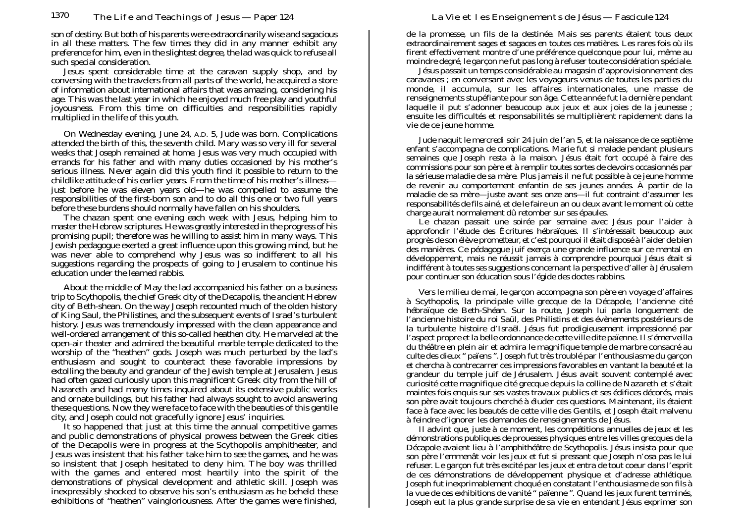son of destiny. But both of his parents were extraordinarily wise and sagacious in all these matters. The few times they did in any manner exhibit any preference for him, even in the slightest degree, the lad was quick to refuse all such special consideration.

Jesus spent considerable time at the caravan supply shop, and by conversing with the travelers from all parts of the world, he acquired a store of information about international affairs that was amazing, considering his age. This was the last year in which he enjoyed much free play and youthful joyousness. From this time on difficulties and responsibilities rapidly multiplied in the life of this youth.

On Wednesday evening, June 24, A.D. 5, Jude was born. Complications attended the birth of this, the seventh child. Mary was so very ill for several weeks that Joseph remained at home. Jesus was very much occupied with errands for his father and with many duties occasioned by his mother's serious illness. Never again did this youth find it possible to return to the childlike attitude of his earlier years. From the time of his mother's illness—just before he was eleven years old—he was compelled to assume the responsibilities of the first-born son and to do all this one or two full years before these burdens should normally have fallen on his shoulders.

The chazan spent one evening each week with Jesus, helping him to master the Hebrew scriptures. He was greatly interested in the progress of his promising pupil; therefore was he willing to assist him in many ways. This Jewish pedagogue exerted a great influence upon this growing mind, but he was never able to comprehend why Jesus was so indifferent to all his suggestions regarding the prospects of going to Jerusalem to continue his education under the learned rabbis.

About the middle of May the lad accompanied his father on a business trip to Scythopolis, the chief Greek city of the Decapolis, the ancient Hebrew city of Beth-shean. On the way Joseph recounted much of the olden history of King Saul, the Philistines, and the subsequent events of Israel's turbulent history. Jesus was tremendously impressed with the clean appearance and well-ordered arrangement of this so-called heathen city. He marveled at the open-air theater and admired the beautiful marble temple dedicated to the worship of the "heathen" gods. Joseph was much perturbed by the lad's enthusiasm and sought to counteract these favorable impressions by extolling the beauty and grandeur of the Jewish temple at Jerusalem. Jesus had often gazed curiously upon this magnificent Greek city from the hill of Nazareth and had many times inquired about its extensive public works and ornate buildings, but his father had always sought to avoid answering these questions. Now they were face to face with the beauties of this gentile city, and Joseph could not gracefully ignore Jesus' inquiries.

It so happened that just at this time the annual competitive games and public demonstrations of physical prowess between the Greek cities of the Decapolis were in progress at the Scythopolis amphitheater, and Jesus was insistent that his father take him to see the games, and he was so insistent that Joseph hesitated to deny him. The boy was thrilled with the games and entered most heartily into the spirit of the demonstrations of physical development and athletic skill. Joseph was inexpressibly shocked to observe his son's enthusiasm as he beheld these exhibitions of "heathen" vaingloriousness. After the games were finished,

de la promesse, un fils de la destinée. Mais ses parents étaient tous deux extraordinairement sages et sagaces en toutes ces matières. Les rares fois où ils firent effectivement montre d'une préférence quelconque pour lui, même au moindre degré, le garçon ne fut pas long à refuser toute considération spéciale.

Jésus passait un temps considérable au magasin d'approvisionnement des caravanes ; en conversant avec les voyageurs venus de toutes les parties du monde, il accumula, sur les affaires internationales, une masse de renseignements stupéfiante pour son âge. Cette année fut la dernière pendant laquelle il put s'adonner beaucoup aux jeux et aux joies de la jeunesse ; ensuite les difficultés et responsabilités se multiplièrent rapidement dans la vie de ce jeune homme.

Jude naquit le mercredi soir 24 juin de l'an 5, et la naissance de ce septième enfant s'accompagna de complications. Marie fut si malade pendant plusieurs semaines que Joseph resta à la maison. Jésus était fort occupé à faire des commissions pour son père et à remplir toutes sortes de devoirs occasionnés par la sérieuse maladie de sa mère. Plus jamais il ne fut possible à ce jeune homme de revenir au comportement enfantin de ses jeunes années. À partir de la maladie de sa mère—juste avant ses onze ans—il fut contraint d'assumer les responsabilités de fils ainé, et de le faire un an ou deux avant le moment où cette charge aurait normalement dû retomber sur ses épaules.

Le chazan passait une soirée par semaine avec Jésus pour l'aider à approfondir l'étude des Écritures hébraïques. Il s'intéressait beaucoup aux progrès de son élève prometteur, et c'est pourquoi il était disposé à l'aider de bien des manières. Ce pédagogue juif exerça une grande influence sur ce mental en développement, mais ne réussit jamais à comprendre pourquoi Jésus était si indifférent à toutes ses suggestions concernant la perspective d'aller à Jérusalem pour continuer son éducation sous l'égide des doctes rabbins.

Vers le milieu de mai, le garçon accompagna son père en voyage d'affaires à Scythopolis, la principale ville grecque de la Décapole, l'ancienne cité hébraïque de Beth-Shéan. Sur la route, Joseph lui parla longuement de l'ancienne histoire du roi Saül, des Philistins et des évènements postérieurs de la turbulente histoire d'Israël. Jésus fut prodigieusement impressionné par l'aspect propre et la belle ordonnance de cette ville dite païenne. Il s'émerveilla du théâtre en plein air et admira le magnifique temple de marbre consacré au culte des dieux " païens ". Joseph fut très troublé par l'enthousiasme du garçon et chercha à contrecarrer ces impressions favorables en vantant la beauté et la grandeur du temple juif de Jérusalem. Jésus avait souvent contemplé avec curiosité cette magnifique cité grecque depuis la colline de Nazareth et s'était maintes fois enquis sur ses vastes travaux publics et ses édifices décorés, mais son père avait toujours cherché à éluder ces questions. Maintenant, ils étaient face à face avec les beautés de cette ville des Gentils, et Joseph était malvenu à feindre d'ignorer les demandes de renseignements de Jésus.

Il advint que, juste à ce moment, les compétitions annuelles de jeux et les démonstrations publiques de prouesses physiques entre les villes grecques de la Décapole avaient lieu à l'amphithéâtre de Scythopolis. Jésus insista pour que son père l'emmenât voir les jeux et fut si pressant que Joseph n'osa pas le lui refuser. Le garçon fut très excité par les jeux et entra de tout coeur dans l'esprit de ces démonstrations de développement physique et d'adresse athlétique. Joseph fut inexprimablement choqué en constatant l'enthousiasme de son fils à la vue de ces exhibitions de vanité " païenne ". Quand les jeux furent terminés, Joseph eut la plus grande surprise de sa vie en entendant Jésus exprimer son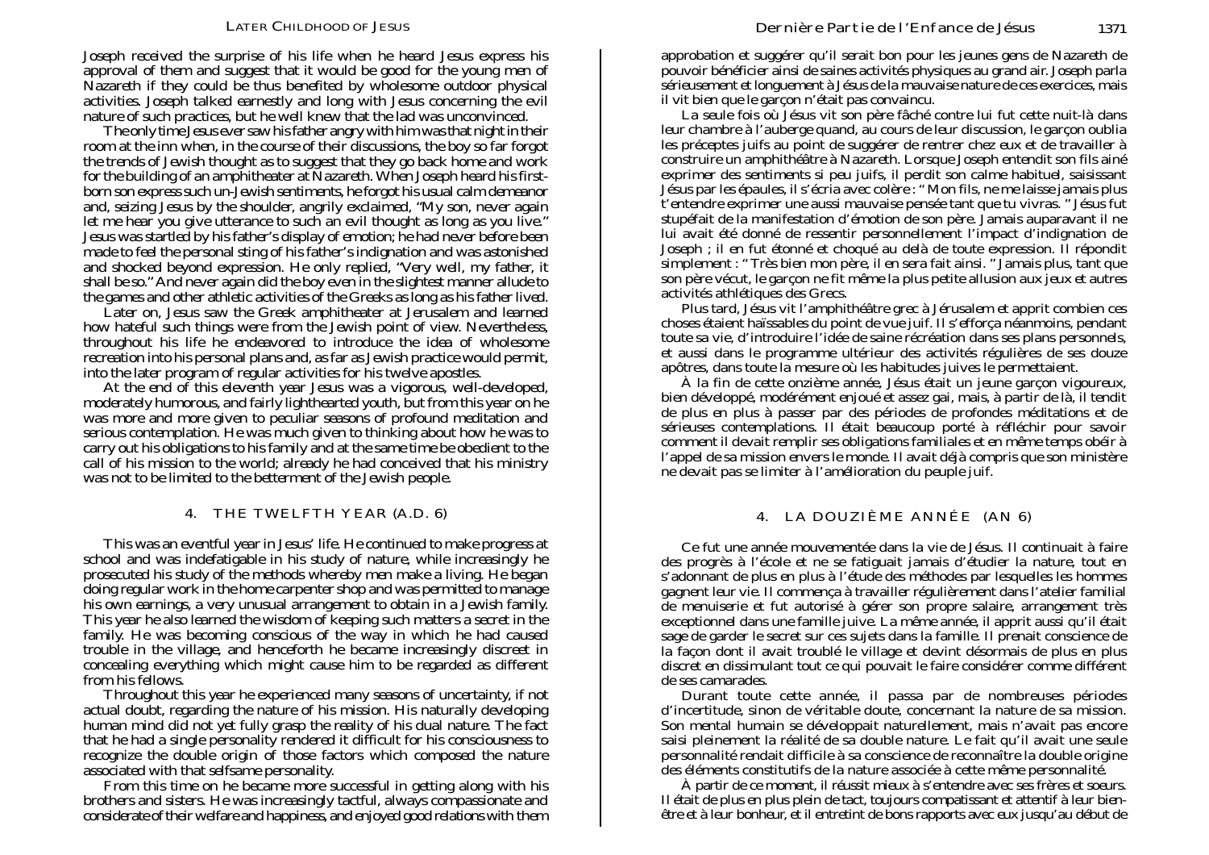Joseph received the surprise of his life when he heard Jesus express his approval of them and suggest that it would be good for the young men of Nazareth if they could be thus benefited by wholesome outdoor physical activities. Joseph talked earnestly and long with Jesus concerning the evil nature of such practices, but he well knew that the lad was unconvinced.

The only time Jesus ever saw his father angry with him was that night in their room at the inn when, in the course of their discussions, the boy so far forgot the trends of Jewish thought as to suggest that they go back home and work for the building of an amphitheater at Nazareth. When Joseph heard his first-born son express such un-Jewish sentiments, he forgot his usual calm demeanor and, seizing Jesus by the shoulder, angrily exclaimed, "My son, never again let me hear you give utterance to such an evil thought as long as you live." Jesus was startled by his father's display of emotion; he had never before been made to feel the personal sting of his father's indignation and was astonished and shocked beyond expression. He only replied, "Very well, my father, it shall be so." And never again did the boy even in the slightest manner allude to the games and other athletic activities of the Greeks as long as his father lived.

Later on, Jesus saw the Greek amphitheater at Jerusalem and learned how hateful such things were from the Jewish point of view. Nevertheless, throughout his life he endeavored to introduce the idea of wholesome recreation into his personal plans and, as far as Jewish practice would permit, into the later program of regular activities for his twelve apostles.

At the end of this eleventh year Jesus was a vigorous, well-developed, moderately humorous, and fairly lighthearted youth, but from this year on he was more and more given to peculiar seasons of profound meditation and serious contemplation. He was much given to thinking about how he was to carry out his obligations to his family and at the same time be obedient to the call of his mission to the world; already he had conceived that his ministry was not to be limited to the betterment of the Jewish people.

## 4. THE TWELFTH YEAR (A.D. 6)

This was an eventful year in Jesus' life. He continued to make progress at school and was indefatigable in his study of nature, while increasingly he prosecuted his study of the methods whereby men make a living. He began doing regular work in the home carpenter shop and was permitted to manage his own earnings, a very unusual arrangement to obtain in a Jewish family. This year he also learned the wisdom of keeping such matters a secret in the family. He was becoming conscious of the way in which he had caused trouble in the village, and henceforth he became increasingly discreet in concealing everything which might cause him to be regarded as different from his fellows.

Throughout this year he experienced many seasons of uncertainty, if not actual doubt, regarding the nature of his mission. His naturally developing human mind did not yet fully grasp the reality of his dual nature. The fact that he had a single personality rendered it difficult for his consciousness to recognize the double origin of those factors which composed the nature associated with that selfsame personality.

From this time on he became more successful in getting along with his brothers and sisters. He was increasingly tactful, always compassionate and considerate of their welfare and happiness, and enjoyed good relations with them

approbation et suggérer qu'il serait bon pour les jeunes gens de Nazareth de pouvoir bénéficier ainsi de saines activités physiques au grand air. Joseph parla sérieusement et longuement à Jésus de la mauvaise nature de ces exercices, mais il vit bien que le garçon n'était pas convaincu.

La seule fois où Jésus vit son père fâché contre lui fut cette nuit-là dans leur chambre à l'auberge quand, au cours de leur discussion, le garçon oublia les préceptes juifs au point de suggérer de rentrer chez eux et de travailler à construire un amphithéâtre à Nazareth. Lorsque Joseph entendit son fils aîné exprimer des sentiments si peu juifs, il perdit son calme habituel, saisissant Jésus par les épaules, il s'écria avec colère : " Mon fils, ne me laisse jamais plus t'entendre exprimer une aussi mauvaise pensée tant que tu vivras. " Jésus fut stupéfait de la manifestation d'émotion de son père. Jamais auparavant il ne lui avait été donné de ressentir personnellement l'impact d'indignation de Joseph ; il en fut étonné et choqué au delà de toute expression. Il répondit simplement : " Très bien mon père, il en sera fait ainsi. " Jamais plus, tant que son père vécut, le garçon ne fit même la plus petite allusion aux jeux et autres activités athlétiques des Grecs.

Plus tard, Jésus vit l'amphithéâtre grec à Jérusalem et apprit combien ces choses étaient haïssables du point de vue juif. Il s'efforça néanmoins, pendant toute sa vie, d'introduire l'idée de saine récréation dans ses plans personnels, et aussi dans le programme ultérieur des activités régulières de ses douze apôtres, dans toute la mesure où les habitudes juives le permettaient.

À la fin de cette onzième année, Jésus était un jeune garçon vigoureux, bien développé, modérément enjoué et assez gai, mais, à partir de là, il tendit de plus en plus à passer par des périodes de profondes méditations et de sérieuses contemplations. Il était beaucoup porté à réfléchir pour savoir comment il devait remplir ses obligations familiales et en même temps obéir à l'appel de sa mission envers le monde. Il avait déjà compris que son ministère ne devait pas se limiter à l'amélioration du peuple juif.

## 4. LA DOUZIÈME ANNÉE (AN 6)

Ce fut une année mouvementée dans la vie de Jésus. Il continuait à faire des progrès à l'école et ne se fatiguait jamais d'étudier la nature, tout en s'adonnant de plus en plus à l'étude des méthodes par lesquelles les hommes gagnent leur vie. Il commença à travailler régulièrement dans l'atelier familial de menuiserie et fut autorisé à gérer son propre salaire, arrangement très exceptionnel dans une famille juive. La même année, il apprit aussi qu'il était sage de garder le secret sur ces sujets dans la famille. Il prenait conscience de la façon dont il avait troublé le village et devint désormais de plus en plus discret en dissimulant tout ce qui pouvait le faire considérer comme différent de ses camarades.

Durant toute cette année, il passa par de nombreuses périodes d'incertitude, sinon de véritable doute, concernant la nature de sa mission. Son mental humain se développait naturellement, mais n'avait pas encore saisi pleinement la réalité de sa double nature. Le fait qu'il avait une seule personnalité rendait difficile à sa conscience de reconnaître la double origine des éléments constitutifs de la nature associée à cette même personnalité.

À partir de ce moment, il réussit mieux à s'entendre avec ses frères et soeurs. Il était de plus en plus plein de tact, toujours compatissant et attentif à leur bien-être et à leur bonheur, et il entretint de bons rapports avec eux jusqu'au début de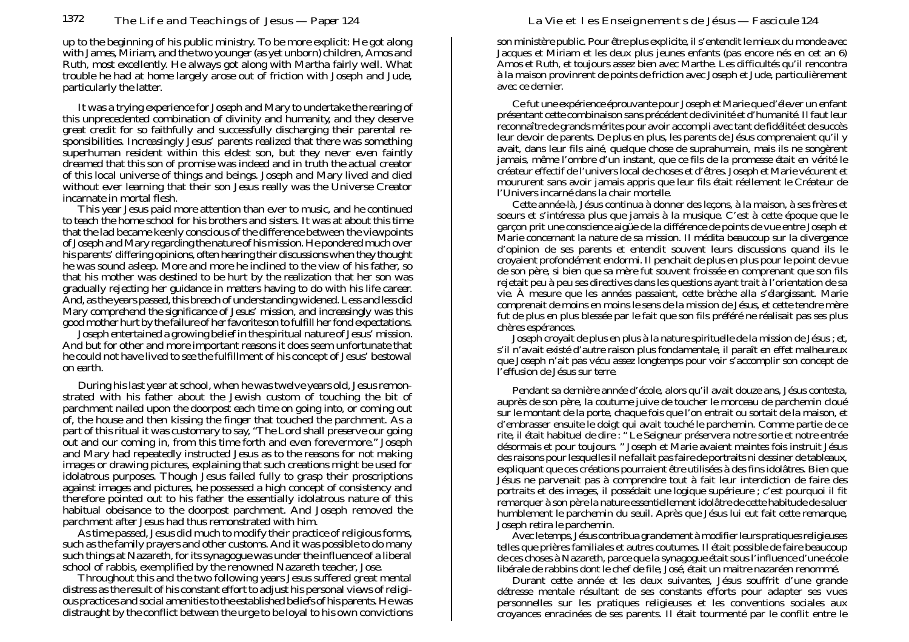up to the beginning of his public ministry. To be more explicit: He got along with James, Miriam, and the two younger (as yet unborn) children, Amos and Ruth, most excellently. He always got along with Martha fairly well. What trouble he had at home largely arose out of friction with Joseph and Jude, particularly the latter.

It was a trying experience for Joseph and Mary to undertake the rearing of this unprecedented combination of divinity and humanity, and they deserve great credit for so faithfully and successfully discharging their parental responsibilities. Increasingly Jesus' parents realized that there was something superhuman resident within this eldest son, but they never even faintly dreamed that this son of promise was indeed and in truth the actual creator of this local universe of things and beings. Joseph and Mary lived and died without ever learning that their son Jesus really was the Universe Creator incarnate in mortal flesh.

This year Jesus paid more attention than ever to music, and he continued to teach the home school for his brothers and sisters. It was at about this time that the lad became keenly conscious of the difference between the viewpoints of Joseph and Mary regarding the nature of his mission. He pondered much over his parents' differing opinions, often hearing their discussions when they thought he was sound asleep. More and more he inclined to the view of his father, so that his mother was destined to be hurt by the realization that her son was gradually rejecting her guidance in matters having to do with his life career. And, as the years passed, this breach of understanding widened. Less and less did Mary comprehend the significance of Jesus' mission, and increasingly was this good mother hurt by the failure of her favorite son to fulfill her fond expectations.

Joseph entertained a growing belief in the spiritual nature of Jesus' mission. And but for other and more important reasons it does seem unfortunate that he could not have lived to see the fulfillment of his concept of Jesus' bestowal on earth.

During his last year at school, when he was twelve years old, Jesus remonstrated with his father about the Jewish custom of touching the bit of parchment nailed upon the doorpost each time on going into, or coming out of, the house and then kissing the finger that touched the parchment. As a part of this ritual it was customary to say, "The Lord shall preserve our going out and our coming in, from this time forth and even forevermore." Joseph and Mary had repeatedly instructed Jesus as to the reasons for not making images or drawing pictures, explaining that such creations might be used for idolatrous purposes. Though Jesus failed fully to grasp their proscriptions against images and pictures, he possessed a high concept of consistency and therefore pointed out to his father the essentially idolatrous nature of this habitual obeisance to the doorpost parchment. And Joseph removed the parchment after Jesus had thus remonstrated with him.

As time passed, Jesus did much to modify their practice of religious forms, such as the family prayers and other customs. And it was possible to do many such things at Nazareth, for its synagogue was under the influence of a liberal school of rabbis, exemplified by the renowned Nazareth teacher, Jose.

Throughout this and the two following years Jesus suffered great mental distress as the result of his constant effort to adjust his personal views of religious practices and social amenities to the established beliefs of his parents. He was distraught by the conflict between the urge to be loyal to his own convictions

son ministère public. Pour être plus explicite, il s'entendit le mieux du monde avec Jacques et Miriam et les deux plus jeunes enfants (pas encore nés en cet an 6) Amos et Ruth, et toujours assez bien avec Marthe. Les difficultés qu'il rencontra à la maison provinrent de points de friction avec Joseph et Jude, particulièrement avec ce dernier.

Ce fut une expérience éprouvante pour Joseph et Marie que d'élever un enfant présentant cette combinaison sans précédent de divinité et d'humanité. Il faut leur reconnaître de grands mérites pour avoir accompli avec tant de fidélité et de succès leur devoir de parents. De plus en plus, les parents de Jésus comprenaient qu'il y avait, dans leur fils ainé, quelque chose de suprahumain, mais ils ne songèrent jamais, même l'ombre d'un instant, que ce fils de la promesse était en vérité le créateur effectif de l'univers local de choses et d'êtres. Joseph et Marie vécurent et moururent sans avoir jamais appris que leur fils était réellement le Créateur de l'Univers incarné dans la chair mortelle.

Cette année-là, Jésus continua à donner des leçons, à la maison, à ses frères et soeurs et s'intéressa plus que jamais à la musique. C'est à cette époque que le garçon prit une conscience aigüe de la différence de points de vue entre Joseph et Marie concernant la nature de sa mission. Il médita beaucoup sur la divergence d'opinion de ses parents et entendit souvent leurs discussions quand ils le croyaient profondément endormi. Il penchait de plus en plus pour le point de vue de son père, si bien que sa mère fut souvent froissée en comprenant que son fils rejetait peu à peu ses directives dans les questions ayant trait à l'orientation de sa vie. À mesure que les années passaient, cette brèche alla s'élargissant. Marie comprenait de moins en moins le sens de la mission de Jésus, et cette tendre mère fut de plus en plus blessée par le fait que son fils préféré ne réalisait pas ses plus chères espérances.

Joseph croyait de plus en plus à la nature spirituelle de la mission de Jésus ; et, s'il n'avait existé d'autre raison plus fondamentale, il paraît en effet malheureux que Joseph n'ait pas vécu assez longtemps pour voir s'accomplir son concept de l'effusion de Jésus sur terre.

Pendant sa dernière année d'école, alors qu'il avait douze ans, Jésus contesta, auprès de son père, la coutume juive de toucher le morceau de parchemin cloué sur le montant de la porte, chaque fois que l'on entrait ou sortait de la maison, et d'embrasser ensuite le doigt qui avait touché le parchemin. Comme partie de ce rite, il était habituel de dire : " Le Seigneur préservera notre sortie et notre entrée désormais et pour toujours. " Joseph et Marie avaient maintes fois instruit Jésus des raisons pour lesquelles il ne fallait pas faire de portraits ni dessiner de tableaux, expliquant que ces créations pourraient être utilisées à des fins idolâtres. Bien que Jésus ne parvenait pas à comprendre tout à fait leur interdiction de faire des portraits et des images, il possédait une logique supérieure ; c'est pourquoi il fit remarquer à son père la nature essentiellement idolâtre de cette habitude de saluer humblement le parchemin du seuil. Après que Jésus lui eut fait cette remarque, Joseph retira le parchemin.

Avec le temps, Jésus contribua grandement à modifier leurs pratiques religieuses telles que prières familiales et autres coutumes. Il était possible de faire beaucoup de ces choses à Nazareth, parce que la synagogue était sous l'influence d'une école libérale de rabbins dont le chef de file, José, était un maitre nazaréen renommé.

Durant cette année et les deux suivantes, Jésus souffrit d'une grande détresse mentale résultant de ses constants efforts pour adapter ses vues personnelles sur les pratiques religieuses et les conventions sociales aux croyances enracinées de ses parents. Il était tourmenté par le conflit entre le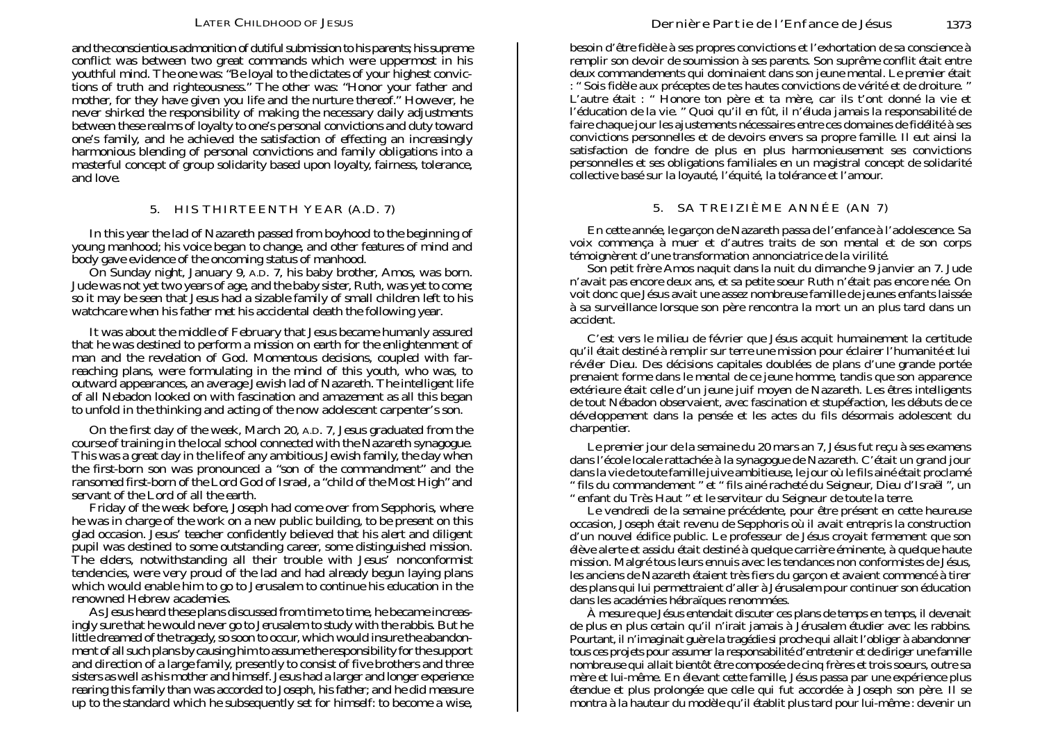and the conscientious admonition of dutiful submission to his parents; his supreme conflict was between two great commands which were uppermost in his youthful mind. The one was: "Be loyal to the dictates of your highest convictions of truth and righteousness." The other was: "Honor your father and mother, for they have given you life and the nurture thereof." However, he never shirked the responsibility of making the necessary daily adjustments between these realms of loyalty to one's personal convictions and duty toward one's family, and he achieved the satisfaction of effecting an increasingly harmonious blending of personal convictions and family obligations into a masterful concept of group solidarity based upon loyalty, fairness, tolerance, and love.

### 5. HIS THIRTEENTH YEAR (A.D. 7)

In this year the lad of Nazareth passed from boyhood to the beginning of young manhood; his voice began to change, and other features of mind and body gave evidence of the oncoming status of manhood.

On Sunday night, January 9, A.D. 7, his baby brother, Amos, was born. Jude was not yet two years of age, and the baby sister, Ruth, was yet to come; so it may be seen that Jesus had a sizable family of small children left to his watchcare when his father met his accidental death the following year.

It was about the middle of February that Jesus became humanly assured that he was destined to perform a mission on earth for the enlightenment of man and the revelation of God. Momentous decisions, coupled with far-reaching plans, were formulating in the mind of this youth, who was, to outward appearances, an average Jewish lad of Nazareth. The intelligent life of all Nebadon looked on with fascination and amazement as all this began to unfold in the thinking and acting of the now adolescent carpenter's son.

On the first day of the week, March 20, A.D. 7, Jesus graduated from the course of training in the local school connected with the Nazareth synagogue. This was a great day in the life of any ambitious Jewish family, the day when the first-born son was pronounced a "son of the commandment" and the ransomed first-born of the Lord God of Israel, a "child of the Most High" and servant of the Lord of all the earth.

Friday of the week before, Joseph had come over from Sepphoris, where he was in charge of the work on a new public building, to be present on this glad occasion. Jesus' teacher confidently believed that his alert and diligent pupil was destined to some outstanding career, some distinguished mission. The elders, notwithstanding all their trouble with Jesus' nonconformist tendencies, were very proud of the lad and had already begun laying plans which would enable him to go to Jerusalem to continue his education in the renowned Hebrew academies.

As Jesus heard these plans discussed from time to time, he became increasingly sure that he would never go to Jerusalem to study with the rabbis. But he little dreamed of the tragedy, so soon to occur, which would insure the abandonment of all such plans by causing him to assume the responsibility for the support and direction of a large family, presently to consist of five brothers and three sisters as well as his mother and himself. Jesus had a larger and longer experience rearing this family than was accorded to Joseph, his father; and he did measure up to the standard which he subsequently set for himself: to become a wise,

besoin d'être fidèle à ses propres convictions et l'exhortation de sa conscience à remplir son devoir de soumission à ses parents. Son suprême conflit était entre deux commandements qui dominaient dans son jeune mental. Le premier était : " Sois fidèle aux préceptes de tes hautes convictions de vérité et de droiture. " L'autre était : " Honore ton père et ta mère, car ils t'ont donné la vie et l'éducation de la vie. " Quoi qu'il en fût, il n'éluda jamais la responsabilité de faire chaque jour les ajustements nécessaires entre ces domaines de fidélité à ses convictions personnelles et de devoirs envers sa propre famille. Il eut ainsi la satisfaction de fondre de plus en plus harmonieusement ses convictions personnelles et ses obligations familiales en un magistral concept de solidarité collective basé sur la loyauté, l'équité, la tolérance et l'amour.

### 5. SA TREIZIÈME ANNÉE (AN 7)

En cette année, le garçon de Nazareth passa de l'enfance à l'adolescence. Sa voix commença à muer et d'autres traits de son mental et de son corps témoignèrent d'une transformation annonciatrice de la virilité.

Son petit frère Amos naquit dans la nuit du dimanche 9 janvier an 7. Jude n'avait pas encore deux ans, et sa petite soeur Ruth n'était pas encore née. On voit donc que Jésus avait une assez nombreuse famille de jeunes enfants laissée à sa surveillance lorsque son père rencontra la mort un an plus tard dans un accident.

C'est vers le milieu de février que Jésus acquit humainement la certitude qu'il était destiné à remplir sur terre une mission pour éclairer l'humanité et lui révéler Dieu. Des décisions capitales doublées de plans d'une grande portée prenaient forme dans le mental de ce jeune homme, tandis que son apparence extérieure était celle d'un jeune juif moyen de Nazareth. Les êtres intelligents de tout Nébadon observaient, avec fascination et stupéfaction, les débuts de ce développement dans la pensée et les actes du fils désormais adolescent du charpentier.

Le premier jour de la semaine du 20 mars an 7, Jésus fut reçu à ses examens dans l'école locale rattachée à la synagogue de Nazareth. C'était un grand jour dans la vie de toute famille juive ambitieuse, le jour où le fils ainé était proclamé " fils du commandement " et " fils ainé racheté du Seigneur, Dieu d'Israël ", un " enfant du Très Haut " et le serviteur du Seigneur de toute la terre.

Le vendredi de la semaine précédente, pour être présent en cette heureuse occasion, Joseph était revenu de Sepphoris où il avait entrepris la construction d'un nouvel édifice public. Le professeur de Jésus croyait fermement que son élève alerte et assidu était destiné à quelque carrière éminente, à quelque haute mission. Malgré tous leurs ennuis avec les tendances non conformistes de Jésus, les anciens de Nazareth étaient très fiers du garçon et avaient commencé à tirer des plans qui lui permettraient d'aller à Jérusalem pour continuer son éducation dans les académies hébraïques renommées.

À mesure que Jésus entendait discuter ces plans de temps en temps, il devenait de plus en plus certain qu'il n'irait jamais à Jérusalem étudier avec les rabbins. Pourtant, il n'imaginait guère la tragédie si proche qui allait l'obliger à abandonner tous ces projets pour assumer la responsabilité d'entretenir et de diriger une famille nombreuse qui allait bientôt être composée de cinq frères et trois soeurs, outre sa mère et lui-même. En élevant cette famille, Jésus passa par une expérience plus étendue et plus prolongée que celle qui fut accordée à Joseph son père. Il se montra à la hauteur du modèle qu'il établit plus tard pour lui-même : devenir un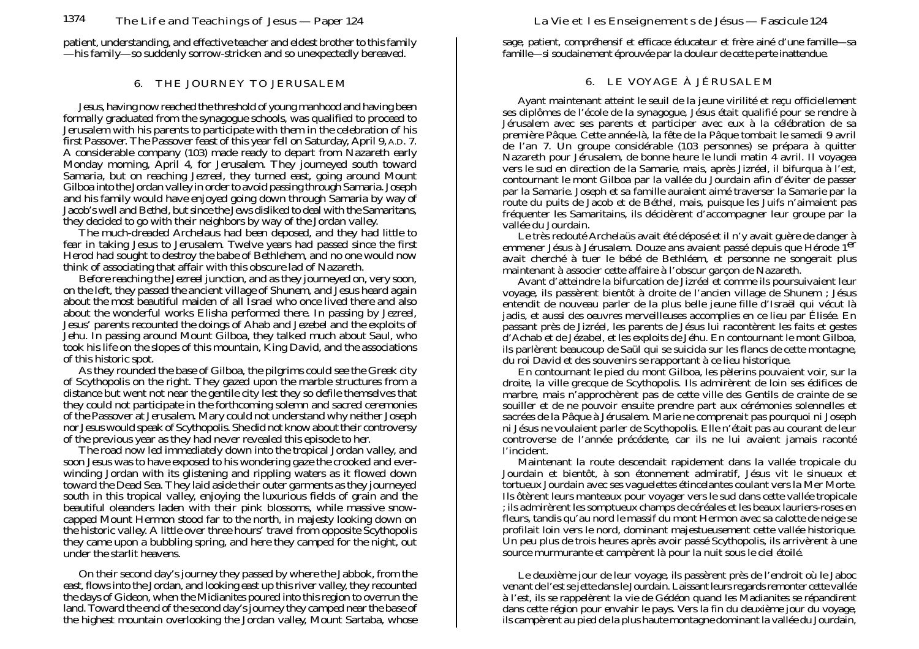patient, understanding, and effective teacher and eldest brother to this family—his family—so suddenly sorrow-stricken and so unexpectedly bereaved.

## 6. THE JOURNEY TO JERUSALEM

Jesus, having now reached the threshold of young manhood and having been formally graduated from the synagogue schools, was qualified to proceed to Jerusalem with his parents to participate with them in the celebration of his first Passover. The Passover feast of this year fell on Saturday, April 9, A.D. 7. A considerable company (103) made ready to depart from Nazareth early Monday morning, April 4, for Jerusalem. They journeyed south toward Samaria, but on reaching Jezreel, they turned east, going around Mount Gilboa into the Jordan valley in order to avoid passing through Samaria. Joseph and his family would have enjoyed going down through Samaria by way of Jacob's well and Bethel, but since the Jews disliked to deal with the Samaritans, they decided to go with their neighbors by way of the Jordan valley.

The much-dreaded Archelaus had been deposed, and they had little to fear in taking Jesus to Jerusalem. Twelve years had passed since the first Herod had sought to destroy the babe of Bethlehem, and no one would now think of associating that affair with this obscure lad of Nazareth.

Before reaching the Jezreel junction, and as they journeyed on, very soon, on the left, they passed the ancient village of Shunem, and Jesus heard again about the most beautiful maiden of all Israel who once lived there and also about the wonderful works Elisha performed there. In passing by Jezreel, Jesus' parents recounted the doings of Ahab and Jezebel and the exploits of Jehu. In passing around Mount Gilboa, they talked much about Saul, who took his life on the slopes of this mountain, King David, and the associations of this historic spot.

As they rounded the base of Gilboa, the pilgrims could see the Greek city of Scythopolis on the right. They gazed upon the marble structures from a distance but went not near the gentile city lest they so defile themselves that they could not participate in the forthcoming solemn and sacred ceremonies of the Passover at Jerusalem. Mary could not understand why neither Joseph nor Jesus would speak of Scythopolis. She did not know about their controversy of the previous year as they had never revealed this episode to her.

The road now led immediately down into the tropical Jordan valley, and soon Jesus was to have exposed to his wondering gaze the crooked and ever-winding Jordan with its glistening and rippling waters as it flowed down toward the Dead Sea. They laid aside their outer garments as they journeyed south in this tropical valley, enjoying the luxurious fields of grain and the beautiful oleanders laden with their pink blossoms, while massive snow-capped Mount Hermon stood far to the north, in majesty looking down on the historic valley. A little over three hours' travel from opposite Scythopolis they came upon a bubbling spring, and here they camped for the night, out under the starlit heavens.

On their second day's journey they passed by where the Jabbok, from the east, flows into the Jordan, and looking east up this river valley, they recounted the days of Gideon, when the Midianites poured into this region to overrun the land. Toward the end of the second day's journey they camped near the base of the highest mountain overlooking the Jordan valley, Mount Sartaba, whose

sage, patient, compréhensif et efficace éducateur et frère aîné d'une famille—sa famille—si soudainement éprouvée par la douleur de cette perte inattendue.

## 6. LE VOYAGE À JÉRUSALEM

Ayant maintenant atteint le seuil de la jeune virilité et reçu officiellement ses diplômes de l'école de la synagogue, Jésus était qualifié pour se rendre à Jérusalem avec ses parents et participer avec eux à la célébration de sa première Pâque. Cette année-là, la fête de la Pâque tombait le samedi 9 avril de l'an 7. Un groupe considérable (103 personnes) se prépara à quitter Nazareth pour Jérusalem, de bonne heure le lundi matin 4 avril. Il voyagea vers le sud en direction de la Samarie, mais, après Jizréel, il bifurqua à l'est, contournant le mont Gilboa par la vallée du Jourdain afin d'éviter de passer par la Samarie. Joseph et sa famille auraient aimé traverser la Samarie par la route du puits de Jacob et de Béthel, mais, puisque les Juifs n'aimaient pas fréquenter les Samaritains, ils décidèrent d'accompagner leur groupe par la vallée du Jourdain.

Le très redouté Archelaüs avait été déposé et il n'y avait guère de danger à emmener Jésus à Jérusalem. Douze ans avaient passé depuis que Hérode 1[er] avait cherché à tuer le bébé de Bethléem, et personne ne songerait plus maintenant à associer cette affaire à l'obscur garçon de Nazareth.

Avant d'atteindre la bifurcation de Jizréel et comme ils poursuivaient leur voyage, ils passèrent bientôt à droite de l'ancien village de Shunem ; Jésus entendit de nouveau parler de la plus belle jeune fille d'Israël qui vécut là jadis, et aussi des oeuvres merveilleuses accomplies en ce lieu par Élisée. En passant près de Jizréel, les parents de Jésus lui racontèrent les faits et gestes d'Achab et de Jézabel, et les exploits de Jéhu. En contournant le mont Gilboa, ils parlèrent beaucoup de Saül qui se suicida sur les flancs de cette montagne, du roi David et des souvenirs se rapportant à ce lieu historique.

En contournant le pied du mont Gilboa, les pèlerins pouvaient voir, sur la droite, la ville grecque de Scythopolis. Ils admirèrent de loin ses édifices de marbre, mais n'approchèrent pas de cette ville des Gentils de crainte de se souiller et de ne pouvoir ensuite prendre part aux cérémonies solennelles et sacrées de la Pâque à Jérusalem. Marie ne comprenait pas pourquoi ni Joseph ni Jésus ne voulaient parler de Scythopolis. Elle n'était pas au courant de leur controverse de l'année précédente, car ils ne lui avaient jamais raconté l'incident.

Maintenant la route descendait rapidement dans la vallée tropicale du Jourdain et bientôt, à son étonnement admiratif, Jésus vit le sinueux et tortueux Jourdain avec ses vaguelettes étincelantes coulant vers la Mer Morte. Ils ôtèrent leurs manteaux pour voyager vers le sud dans cette vallée tropicale ; ils admirèrent les somptueux champs de céréales et les beaux lauriers-roses en fleurs, tandis qu'au nord le massif du mont Hermon avec sa calotte de neige se profilait loin vers le nord, dominant majestueusement cette vallée historique. Un peu plus de trois heures après avoir passé Scythopolis, ils arrivèrent à une source murmurante et campèrent là pour la nuit sous le ciel étoilé.

Le deuxième jour de leur voyage, ils passèrent près de l'endroit où le Jaboc venant de l'est se jette dans le Jourdain. Laissant leurs regards remonter cette vallée à l'est, ils se rappelèrent la vie de Gédéon quand les Madianites se répandirent dans cette région pour envahir le pays. Vers la fin du deuxième jour du voyage, ils campèrent au pied de la plus haute montagne dominant la vallée du Jourdain,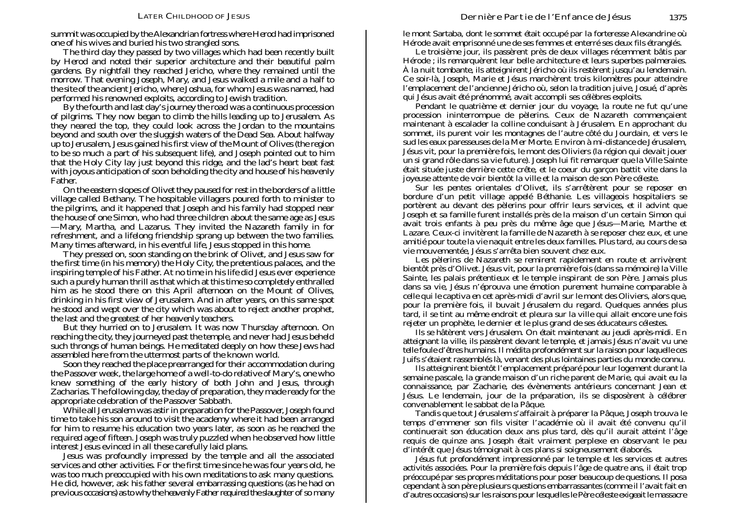summit was occupied by the Alexandrian fortress where Herod had imprisoned one of his wives and buried his two strangled sons.

The third day they passed by two villages which had been recently built by Herod and noted their superior architecture and their beautiful palm gardens. By nightfall they reached Jericho, where they remained until the morrow. That evening Joseph, Mary, and Jesus walked a mile and a half to the site of the ancient Jericho, where Joshua, for whom Jesus was named, had performed his renowned exploits, according to Jewish tradition.

By the fourth and last day's journey the road was a continuous procession of pilgrims. They now began to climb the hills leading up to Jerusalem. As they neared the top, they could look across the Jordan to the mountains beyond and south over the sluggish waters of the Dead Sea. About halfway up to Jerusalem, Jesus gained his first view of the Mount of Olives (the region to be so much a part of his subsequent life), and Joseph pointed out to him that the Holy City lay just beyond this ridge, and the lad's heart beat fast with joyous anticipation of soon beholding the city and house of his heavenly Father.

On the eastern slopes of Olivet they paused for rest in the borders of a little village called Bethany. The hospitable villagers poured forth to minister to the pilgrims, and it happened that Joseph and his family had stopped near the house of one Simon, who had three children about the same age as Jesus —Mary, Martha, and Lazarus. They invited the Nazareth family in for refreshment, and a lifelong friendship sprang up between the two families. Many times afterward, in his eventful life, Jesus stopped in this home.

They pressed on, soon standing on the brink of Olivet, and Jesus saw for the first time (in his memory) the Holy City, the pretentious palaces, and the inspiring temple of his Father. At no time in his life did Jesus ever experience such a purely human thrill as that which at this time so completely enthralled him as he stood there on this April afternoon on the Mount of Olives, drinking in his first view of Jerusalem. And in after years, on this same spot he stood and wept over the city which was about to reject another prophet, the last and the greatest of her heavenly teachers.

But they hurried on to Jerusalem. It was now Thursday afternoon. On reaching the city, they journeyed past the temple, and never had Jesus beheld such throngs of human beings. He meditated deeply on how these Jews had assembled here from the uttermost parts of the known world.

Soon they reached the place prearranged for their accommodation during the Passover week, the large home of a well-to-do relative of Mary's, one who knew something of the early history of both John and Jesus, through Zacharias. The following day, the day of preparation, they made ready for the appropriate celebration of the Passover Sabbath.

While all Jerusalem was astir in preparation for the Passover, Joseph found time to take his son around to visit the academy where it had been arranged for him to resume his education two years later, as soon as he reached the required age of fifteen. Joseph was truly puzzled when he observed how little interest Jesus evinced in all these carefully laid plans.

Jesus was profoundly impressed by the temple and all the associated services and other activities. For the first time since he was four years old, he was too much preoccupied with his own meditations to ask many questions. He did, however, ask his father several embarrassing questions (as he had on previous occasions) as to why the heavenly Father required the slaughter of so many

le mont Sartaba, dont le sommet était occupé par la forteresse Alexandrine où Hérode avait emprisonné une de ses femmes et enterré ses deux fils étranglés.

Le troisième jour, ils passèrent près de deux villages récemment bâtis par Hérode ; ils remarquèrent leur belle architecture et leurs superbes palmeraies. À la nuit tombante, ils atteignirent Jéricho où ils restèrent jusqu'au lendemain. Ce soir-là, Joseph, Marie et Jésus marchèrent trois kilomètres pour atteindre l'emplacement de l'ancienne Jéricho où, selon la tradition juive, Josué, d'après qui Jésus avait été prénommé, avait accompli ses célèbres exploits.

Pendant le quatrième et dernier jour du voyage, la route ne fut qu'une procession ininterrompue de pèlerins. Ceux de Nazareth commençaient maintenant à escalader la colline conduisant à Jérusalem. En approchant du sommet, ils purent voir les montagnes de l'autre côté du Jourdain, et vers le sud les eaux paresseuses de la Mer Morte. Environ à mi-distance de Jérusalem, Jésus vit, pour la première fois, le mont des Oliviers (la région qui devait jouer un si grand rôle dans sa vie future). Joseph lui fit remarquer que la Ville Sainte était située juste derrière cette crête, et le coeur du garçon battit vite dans la joyeuse attente de voir bientôt la ville et la maison de son Père céleste.

Sur les pentes orientales d'Olivet, ils s'arrêtèrent pour se reposer en bordure d'un petit village appelé Béthanie. Les villageois hospitaliers se portèrent au devant des pèlerins pour offrir leurs services, et il advint que Joseph et sa famille furent installés près de la maison d'un certain Simon qui avait trois enfants à peu près du même âge que Jésus—Marie, Marthe et Lazare. Ceux-ci invitèrent la famille de Nazareth à se reposer chez eux, et une amitié pour toute la vie naquit entre les deux familles. Plus tard, au cours de sa vie mouvementée, Jésus s'arrêta bien souvent chez eux.

Les pèlerins de Nazareth se remirent rapidement en route et arrivèrent bientôt près d'Olivet. Jésus vit, pour la première fois (dans sa mémoire) la Ville Sainte, les palais prétentieux et le temple inspirant de son Père. Jamais plus dans sa vie, Jésus n'éprouva une émotion purement humaine comparable à celle qui le captiva en cet après-midi d'avril sur le mont des Oliviers, alors que, pour la première fois, il buvait Jérusalem du regard. Quelques années plus tard, il se tint au même endroit et pleura sur la ville qui allait encore une fois rejeter un prophète, le dernier et le plus grand de ses éducateurs célestes.

Ils se hâtèrent vers Jérusalem. On était maintenant au jeudi après-midi. En atteignant la ville, ils passèrent devant le temple, et jamais Jésus n'avait vu une telle foule d'êtres humains. Il médita profondément sur la raison pour laquelle ces Juifs s'étaient rassemblés là, venant des plus lointaines parties du monde connu.

Ils atteignirent bientôt l'emplacement préparé pour leur logement durant la semaine pascale, la grande maison d'un riche parent de Marie, qui avait eu la connaissance, par Zacharie, des évènements antérieurs concernant Jean et Jésus. Le lendemain, jour de la préparation, ils se disposèrent à célébrer convenablement le sabbat de la Pâque.

Tandis que tout Jérusalem s'affairait à préparer la Pâque, Joseph trouva le temps d'emmener son fils visiter l'académie où il avait été convenu qu'il continuerait son éducation deux ans plus tard, dès qu'il aurait atteint l'âge requis de quinze ans. Joseph était vraiment perplexe en observant le peu d'intérêt que Jésus témoignait à ces plans si soigneusement élaborés.

Jésus fut profondément impressionné par le temple et les services et autres activités associées. Pour la première fois depuis l'âge de quatre ans, il était trop préoccupé par ses propres méditations pour poser beaucoup de questions. Il posa cependant à son père plusieurs questions embarrassantes (comme il l'avait fait en d'autres occasions) sur les raisons pour lesquelles le Père céleste exigeait le massacre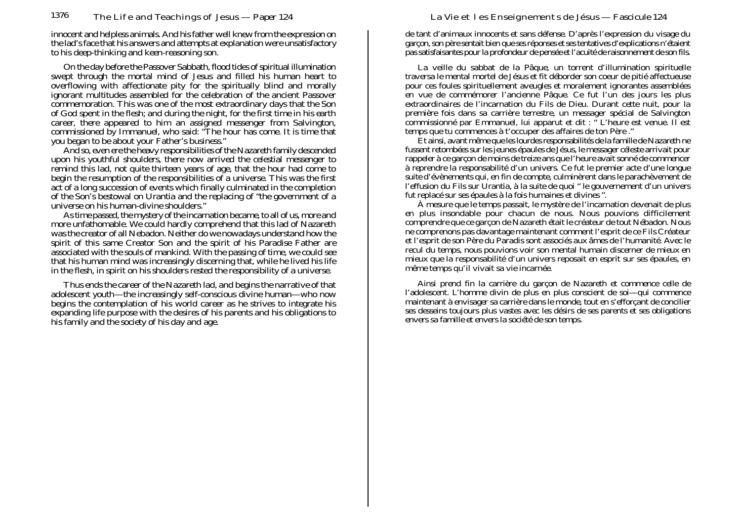innocent and helpless animals. And his father well knew from the expression on the lad's face that his answers and attempts at explanation were unsatisfactory to his deep-thinking and keen-reasoning son.

On the day before the Passover Sabbath, flood tides of spiritual illumination swept through the mortal mind of Jesus and filled his human heart to overflowing with affectionate pity for the spiritually blind and morally ignorant multitudes assembled for the celebration of the ancient Passover commemoration. This was one of the most extraordinary days that the Son of God spent in the flesh; and during the night, for the first time in his earth career, there appeared to him an assigned messenger from Salvington, commissioned by Immanuel, who said: "The hour has come. It is time that you began to be about your Father's business."

And so, even ere the heavy responsibilities of the Nazareth family descended upon his youthful shoulders, there now arrived the celestial messenger to remind this lad, not quite thirteen years of age, that the hour had come to begin the resumption of the responsibilities of a universe. This was the first act of a long succession of events which finally culminated in the completion of the Son's bestowal on Urantia and the replacing of "the government of a universe on his human-divine shoulders."

As time passed, the mystery of the incarnation became, to all of us, more and more unfathomable. We could hardly comprehend that this lad of Nazareth was the creator of all Nebadon. Neither do we nowadays understand how the spirit of this same Creator Son and the spirit of his Paradise Father are associated with the souls of mankind. With the passing of time, we could see that his human mind was increasingly discerning that, while he lived his life in the flesh, in spirit on his shoulders rested the responsibility of a universe.

Thus ends the career of the Nazareth lad, and begins the narrative of that adolescent youth—the increasingly self-conscious divine human—who now begins the contemplation of his world career as he strives to integrate his expanding life purpose with the desires of his parents and his obligations to his family and the society of his day and age.

de tant d'animaux innocents et sans défense. D'après l'expression du visage du garçon, son père sentait bien que ses réponses et ses tentatives d'explications n'étaient pas satisfaisantes pour la profondeur de pensée et l'acuité de raisonnement de son fils.

La veille du sabbat de la Pâque, un torrent d'illumination spirituelle traversa le mental mortel de Jésus et fit déborder son coeur de pitié affectueuse pour ces foules spirituellement aveugles et moralement ignorantes assemblées en vue de commémorer l'ancienne Pâque. Ce fut l'un des jours les plus extraordinaires de l'incarnation du Fils de Dieu. Durant cette nuit, pour la première fois dans sa carrière terrestre, un messager spécial de Salvington commissionné par Emmanuel, lui apparut et dit : " L'heure est venue. Il est temps que tu commences à t'occuper des affaires de ton Père ."

Et ainsi, avant même que les lourdes responsabilités de la famille de Nazareth ne fussent retombées sur les jeunes épaules de Jésus, le messager céleste arrivait pour rappeler à ce garçon de moins de treize ans que l'heure avait sonné de commencer à reprendre la responsabilité d'un univers. Ce fut le premier acte d'une longue suite d'évènements qui, en fin de compte, culminèrent dans le parachèvement de l'effusion du Fils sur Urantia, à la suite de quoi " le gouvernement d'un univers fut replacé sur ses épaules à la fois humaines et divines ".

À mesure que le temps passait, le mystère de l'incarnation devenait de plus en plus insondable pour chacun de nous. Nous pouvions difficilement comprendre que ce garçon de Nazareth était le créateur de tout Nébadon. Nous ne comprenons pas davantage maintenant comment l'esprit de ce Fils Créateur et l'esprit de son Père du Paradis sont associés aux âmes de l'humanité. Avec le recul du temps, nous pouvions voir son mental humain discerner de mieux en mieux que la responsabilité d'un univers reposait en esprit sur ses épaules, en même temps qu'il vivait sa vie incarnée.

Ainsi prend fin la carrière du garçon de Nazareth et commence celle de l'adolescent. L'homme divin de plus en plus conscient de soi—qui commence maintenant à envisager sa carrière dans le monde, tout en s'efforçant de concilier ses desseins toujours plus vastes avec les désirs de ses parents et ses obligations envers sa famille et envers la société de son temps.